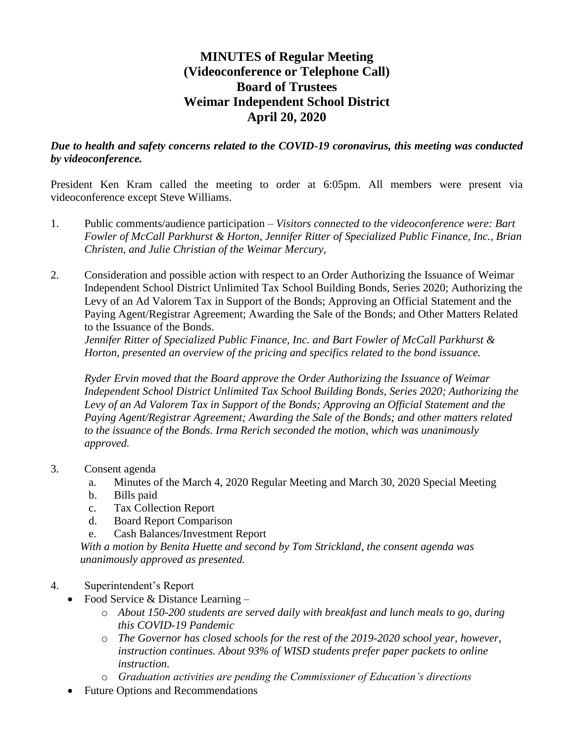# MINUTES of Regular Meeting (Videoconference or Telephone Call) Board of Trustees Weimar Independent School District April 20, 2020

***Due to health and safety concerns related to the COVID-19 coronavirus, this meeting was conducted by videoconference.***

President Ken Kram called the meeting to order at 6:05pm. All members were present via videoconference except Steve Williams.

1. Public comments/audience participation – *Visitors connected to the videoconference were: Bart Fowler of McCall Parkhurst & Horton, Jennifer Ritter of Specialized Public Finance, Inc., Brian Christen, and Julie Christian of the Weimar Mercury,*

2. Consideration and possible action with respect to an Order Authorizing the Issuance of Weimar Independent School District Unlimited Tax School Building Bonds, Series 2020; Authorizing the Levy of an Ad Valorem Tax in Support of the Bonds; Approving an Official Statement and the Paying Agent/Registrar Agreement; Awarding the Sale of the Bonds; and Other Matters Related to the Issuance of the Bonds.
   *Jennifer Ritter of Specialized Public Finance, Inc. and Bart Fowler of McCall Parkhurst & Horton, presented an overview of the pricing and specifics related to the bond issuance.*

   *Ryder Ervin moved that the Board approve the Order Authorizing the Issuance of Weimar Independent School District Unlimited Tax School Building Bonds, Series 2020; Authorizing the Levy of an Ad Valorem Tax in Support of the Bonds; Approving an Official Statement and the Paying Agent/Registrar Agreement; Awarding the Sale of the Bonds; and other matters related to the issuance of the Bonds. Irma Rerich seconded the motion, which was unanimously approved.*

3. Consent agenda
   a. Minutes of the March 4, 2020 Regular Meeting and March 30, 2020 Special Meeting
   b. Bills paid
   c. Tax Collection Report
   d. Board Report Comparison
   e. Cash Balances/Investment Report

   *With a motion by Benita Huette and second by Tom Strickland, the consent agenda was unanimously approved as presented.*

4. Superintendent's Report
   - Food Service & Distance Learning –
     - *About 150-200 students are served daily with breakfast and lunch meals to go, during this COVID-19 Pandemic*
     - *The Governor has closed schools for the rest of the 2019-2020 school year, however, instruction continues. About 93% of WISD students prefer paper packets to online instruction.*
     - *Graduation activities are pending the Commissioner of Education's directions*
   - Future Options and Recommendations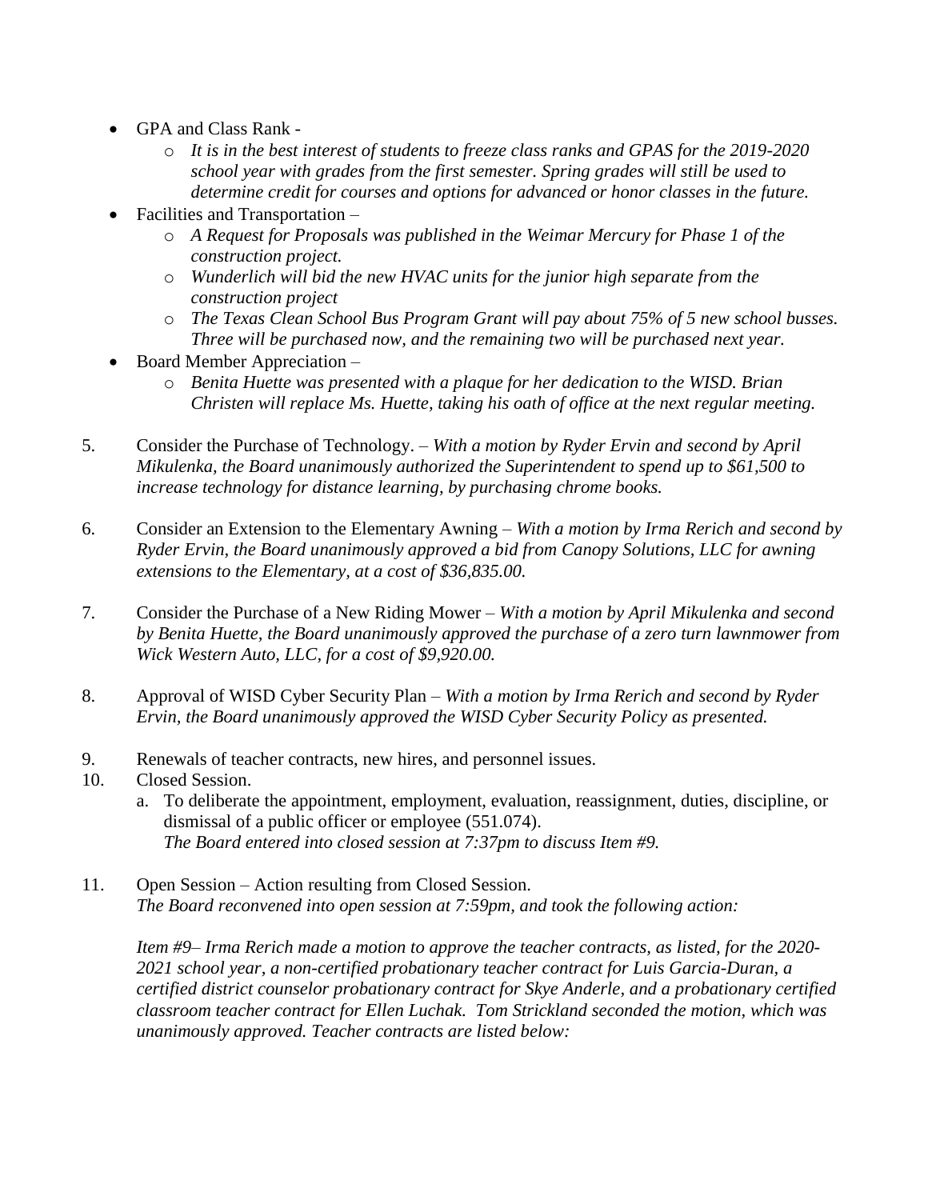- GPA and Class Rank -
  - *It is in the best interest of students to freeze class ranks and GPAS for the 2019-2020 school year with grades from the first semester. Spring grades will still be used to determine credit for courses and options for advanced or honor classes in the future.*
- Facilities and Transportation –
  - *A Request for Proposals was published in the Weimar Mercury for Phase 1 of the construction project.*
  - *Wunderlich will bid the new HVAC units for the junior high separate from the construction project*
  - *The Texas Clean School Bus Program Grant will pay about 75% of 5 new school busses. Three will be purchased now, and the remaining two will be purchased next year.*
- Board Member Appreciation –
  - *Benita Huette was presented with a plaque for her dedication to the WISD. Brian Christen will replace Ms. Huette, taking his oath of office at the next regular meeting.*

5. Consider the Purchase of Technology. – *With a motion by Ryder Ervin and second by April Mikulenka, the Board unanimously authorized the Superintendent to spend up to $61,500 to increase technology for distance learning, by purchasing chrome books.*

6. Consider an Extension to the Elementary Awning – *With a motion by Irma Rerich and second by Ryder Ervin, the Board unanimously approved a bid from Canopy Solutions, LLC for awning extensions to the Elementary, at a cost of $36,835.00.*

7. Consider the Purchase of a New Riding Mower – *With a motion by April Mikulenka and second by Benita Huette, the Board unanimously approved the purchase of a zero turn lawnmower from Wick Western Auto, LLC, for a cost of $9,920.00.*

8. Approval of WISD Cyber Security Plan – *With a motion by Irma Rerich and second by Ryder Ervin, the Board unanimously approved the WISD Cyber Security Policy as presented.*

9. Renewals of teacher contracts, new hires, and personnel issues.

10. Closed Session.
    a. To deliberate the appointment, employment, evaluation, reassignment, duties, discipline, or dismissal of a public officer or employee (551.074).
       *The Board entered into closed session at 7:37pm to discuss Item #9.*

11. Open Session – Action resulting from Closed Session.
    *The Board reconvened into open session at 7:59pm, and took the following action:*

    *Item #9– Irma Rerich made a motion to approve the teacher contracts, as listed, for the 2020-2021 school year, a non-certified probationary teacher contract for Luis Garcia-Duran, a certified district counselor probationary contract for Skye Anderle, and a probationary certified classroom teacher contract for Ellen Luchak. Tom Strickland seconded the motion, which was unanimously approved. Teacher contracts are listed below:*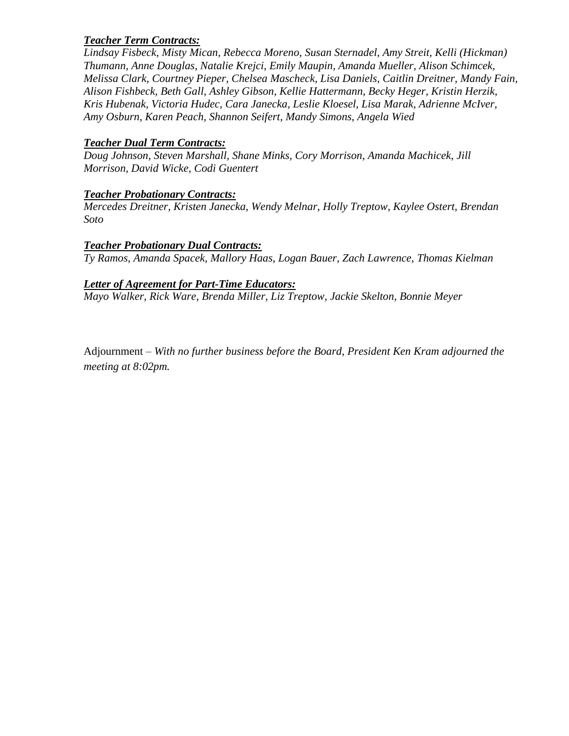***Teacher Term Contracts:***

*Lindsay Fisbeck, Misty Mican, Rebecca Moreno, Susan Sternadel, Amy Streit, Kelli (Hickman) Thumann, Anne Douglas, Natalie Krejci, Emily Maupin, Amanda Mueller, Alison Schimcek, Melissa Clark, Courtney Pieper, Chelsea Mascheck, Lisa Daniels, Caitlin Dreitner, Mandy Fain, Alison Fishbeck, Beth Gall, Ashley Gibson, Kellie Hattermann, Becky Heger, Kristin Herzik, Kris Hubenak, Victoria Hudec, Cara Janecka, Leslie Kloesel, Lisa Marak, Adrienne McIver, Amy Osburn, Karen Peach, Shannon Seifert, Mandy Simons, Angela Wied*

***Teacher Dual Term Contracts:***

*Doug Johnson, Steven Marshall, Shane Minks, Cory Morrison, Amanda Machicek, Jill Morrison, David Wicke, Codi Guentert*

***Teacher Probationary Contracts:***

*Mercedes Dreitner, Kristen Janecka, Wendy Melnar, Holly Treptow, Kaylee Ostert, Brendan Soto*

***Teacher Probationary Dual Contracts:***

*Ty Ramos, Amanda Spacek, Mallory Haas, Logan Bauer, Zach Lawrence, Thomas Kielman*

***Letter of Agreement for Part-Time Educators:***

*Mayo Walker, Rick Ware, Brenda Miller, Liz Treptow, Jackie Skelton, Bonnie Meyer*

Adjournment – *With no further business before the Board, President Ken Kram adjourned the meeting at 8:02pm.*